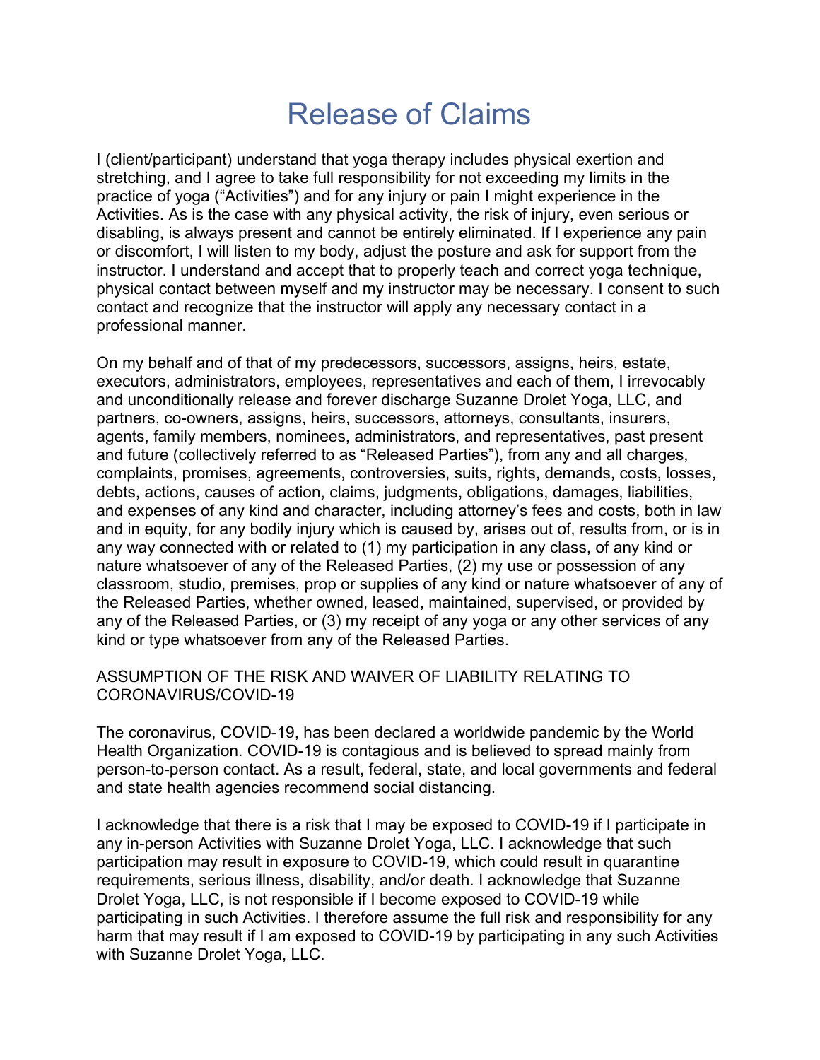# Release of Claims

I (client/participant) understand that yoga therapy includes physical exertion and stretching, and I agree to take full responsibility for not exceeding my limits in the practice of yoga ("Activities") and for any injury or pain I might experience in the Activities. As is the case with any physical activity, the risk of injury, even serious or disabling, is always present and cannot be entirely eliminated. If I experience any pain or discomfort, I will listen to my body, adjust the posture and ask for support from the instructor. I understand and accept that to properly teach and correct yoga technique, physical contact between myself and my instructor may be necessary. I consent to such contact and recognize that the instructor will apply any necessary contact in a professional manner.

On my behalf and of that of my predecessors, successors, assigns, heirs, estate, executors, administrators, employees, representatives and each of them, I irrevocably and unconditionally release and forever discharge Suzanne Drolet Yoga, LLC, and partners, co-owners, assigns, heirs, successors, attorneys, consultants, insurers, agents, family members, nominees, administrators, and representatives, past present and future (collectively referred to as "Released Parties"), from any and all charges, complaints, promises, agreements, controversies, suits, rights, demands, costs, losses, debts, actions, causes of action, claims, judgments, obligations, damages, liabilities, and expenses of any kind and character, including attorney's fees and costs, both in law and in equity, for any bodily injury which is caused by, arises out of, results from, or is in any way connected with or related to (1) my participation in any class, of any kind or nature whatsoever of any of the Released Parties, (2) my use or possession of any classroom, studio, premises, prop or supplies of any kind or nature whatsoever of any of the Released Parties, whether owned, leased, maintained, supervised, or provided by any of the Released Parties, or (3) my receipt of any yoga or any other services of any kind or type whatsoever from any of the Released Parties.

ASSUMPTION OF THE RISK AND WAIVER OF LIABILITY RELATING TO CORONAVIRUS/COVID-19

The coronavirus, COVID-19, has been declared a worldwide pandemic by the World Health Organization. COVID-19 is contagious and is believed to spread mainly from person-to-person contact. As a result, federal, state, and local governments and federal and state health agencies recommend social distancing.

I acknowledge that there is a risk that I may be exposed to COVID-19 if I participate in any in-person Activities with Suzanne Drolet Yoga, LLC. I acknowledge that such participation may result in exposure to COVID-19, which could result in quarantine requirements, serious illness, disability, and/or death. I acknowledge that Suzanne Drolet Yoga, LLC, is not responsible if I become exposed to COVID-19 while participating in such Activities. I therefore assume the full risk and responsibility for any harm that may result if I am exposed to COVID-19 by participating in any such Activities with Suzanne Drolet Yoga, LLC.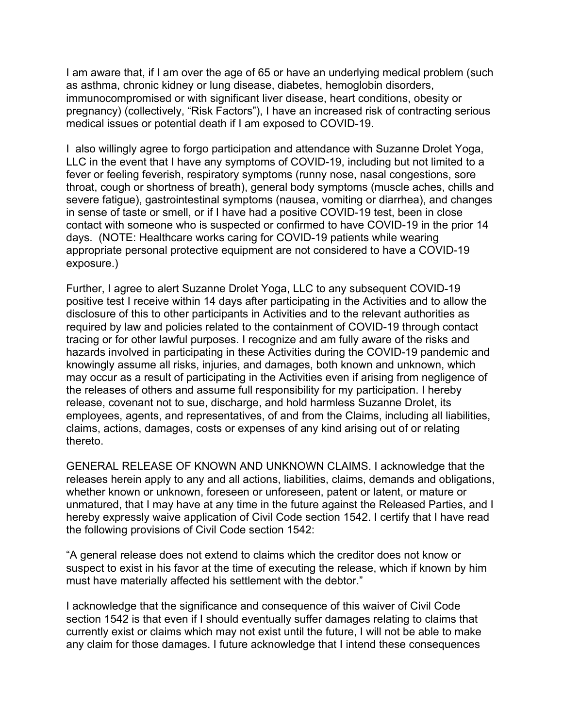I am aware that, if I am over the age of 65 or have an underlying medical problem (such as asthma, chronic kidney or lung disease, diabetes, hemoglobin disorders, immunocompromised or with significant liver disease, heart conditions, obesity or pregnancy) (collectively, "Risk Factors"), I have an increased risk of contracting serious medical issues or potential death if I am exposed to COVID-19.

I also willingly agree to forgo participation and attendance with Suzanne Drolet Yoga, LLC in the event that I have any symptoms of COVID-19, including but not limited to a fever or feeling feverish, respiratory symptoms (runny nose, nasal congestions, sore throat, cough or shortness of breath), general body symptoms (muscle aches, chills and severe fatigue), gastrointestinal symptoms (nausea, vomiting or diarrhea), and changes in sense of taste or smell, or if I have had a positive COVID-19 test, been in close contact with someone who is suspected or confirmed to have COVID-19 in the prior 14 days. (NOTE: Healthcare works caring for COVID-19 patients while wearing appropriate personal protective equipment are not considered to have a COVID-19 exposure.)

Further, I agree to alert Suzanne Drolet Yoga, LLC to any subsequent COVID-19 positive test I receive within 14 days after participating in the Activities and to allow the disclosure of this to other participants in Activities and to the relevant authorities as required by law and policies related to the containment of COVID-19 through contact tracing or for other lawful purposes. I recognize and am fully aware of the risks and hazards involved in participating in these Activities during the COVID-19 pandemic and knowingly assume all risks, injuries, and damages, both known and unknown, which may occur as a result of participating in the Activities even if arising from negligence of the releases of others and assume full responsibility for my participation. I hereby release, covenant not to sue, discharge, and hold harmless Suzanne Drolet, its employees, agents, and representatives, of and from the Claims, including all liabilities, claims, actions, damages, costs or expenses of any kind arising out of or relating thereto.

GENERAL RELEASE OF KNOWN AND UNKNOWN CLAIMS. I acknowledge that the releases herein apply to any and all actions, liabilities, claims, demands and obligations, whether known or unknown, foreseen or unforeseen, patent or latent, or mature or unmatured, that I may have at any time in the future against the Released Parties, and I hereby expressly waive application of Civil Code section 1542. I certify that I have read the following provisions of Civil Code section 1542:

"A general release does not extend to claims which the creditor does not know or suspect to exist in his favor at the time of executing the release, which if known by him must have materially affected his settlement with the debtor."

I acknowledge that the significance and consequence of this waiver of Civil Code section 1542 is that even if I should eventually suffer damages relating to claims that currently exist or claims which may not exist until the future, I will not be able to make any claim for those damages. I future acknowledge that I intend these consequences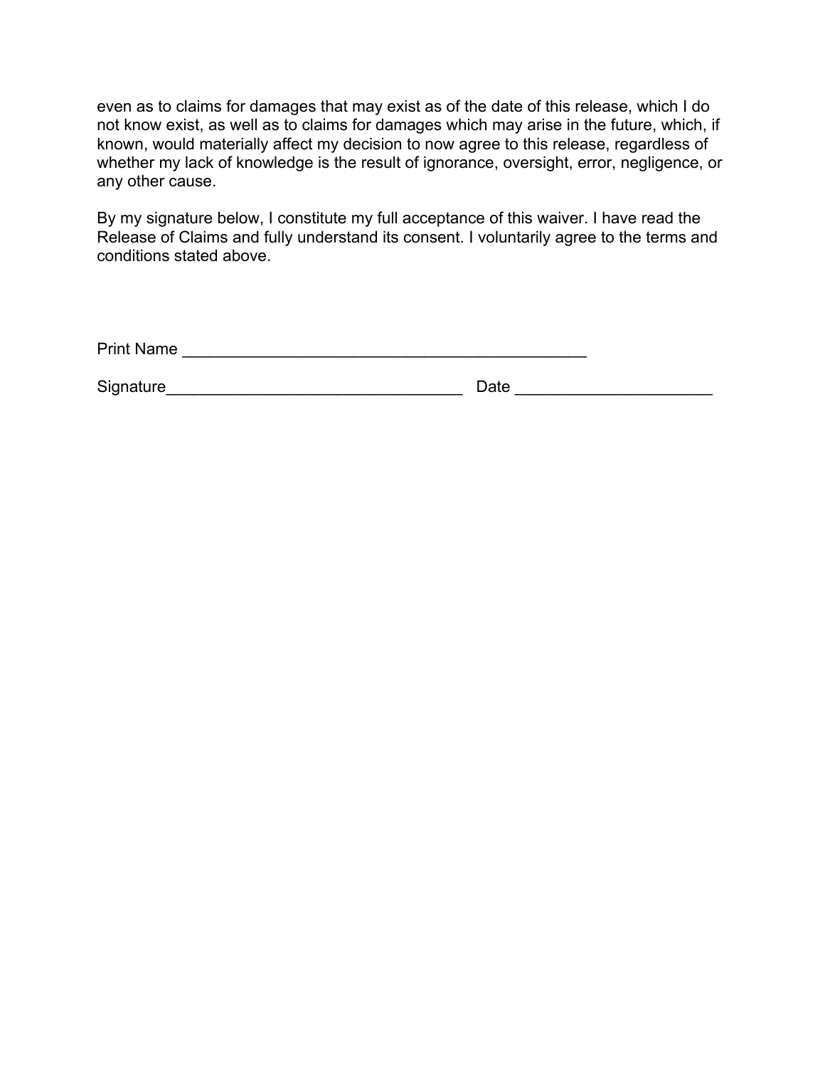even as to claims for damages that may exist as of the date of this release, which I do not know exist, as well as to claims for damages which may arise in the future, which, if known, would materially affect my decision to now agree to this release, regardless of whether my lack of knowledge is the result of ignorance, oversight, error, negligence, or any other cause.

By my signature below, I constitute my full acceptance of this waiver. I have read the Release of Claims and fully understand its consent. I voluntarily agree to the terms and conditions stated above.

Print Name _______________________________________________

Signature_________________________________ Date ______________________